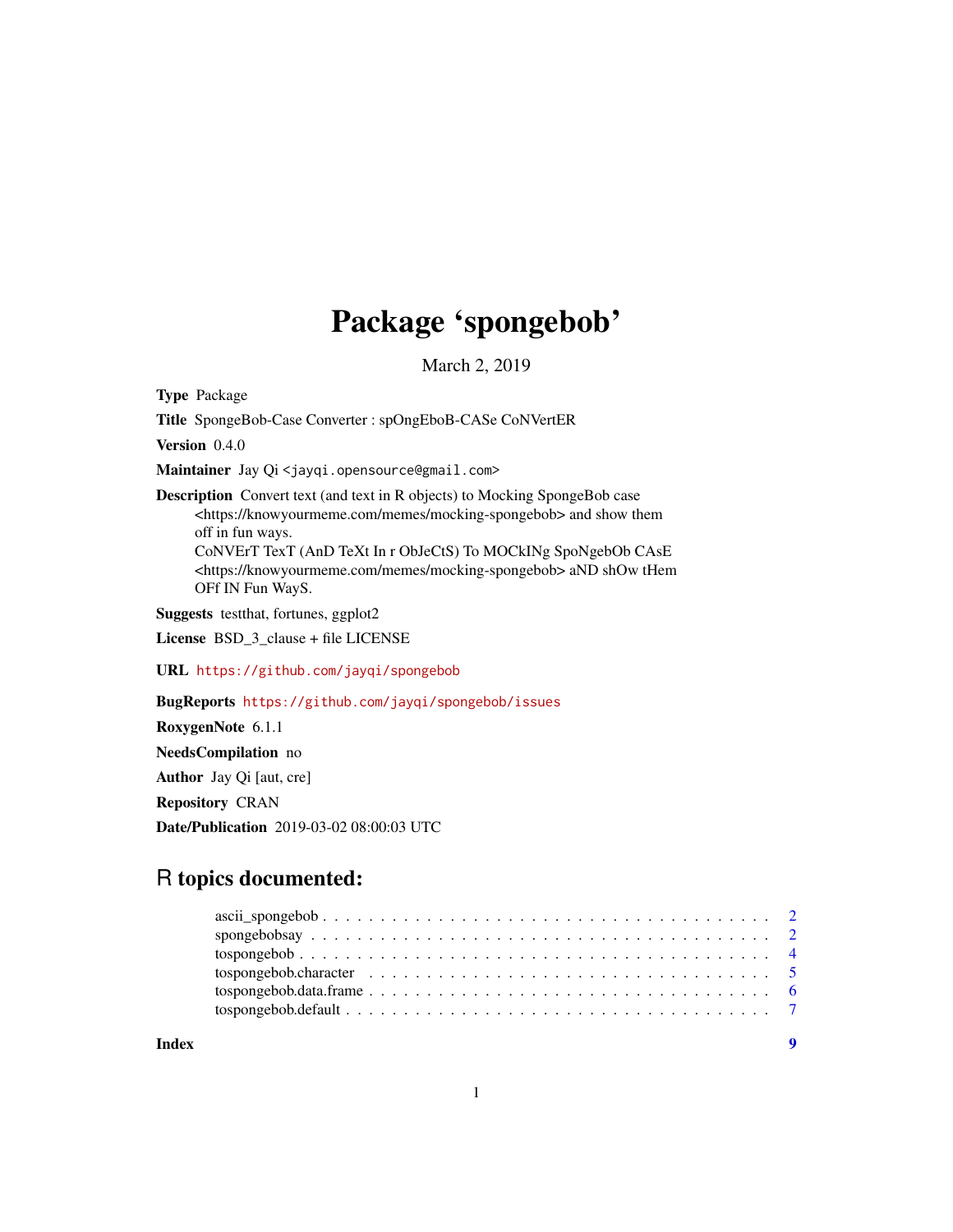# Package 'spongebob'

March 2, 2019

**Type** Package

**Title** SpongeBob-Case Converter : spOngEboB-CASe CoNVertER

**Version** 0.4.0

**Maintainer** Jay Qi <jayqi.opensource@gmail.com>

**Description** Convert text (and text in R objects) to Mocking SpongeBob case <https://knowyourmeme.com/memes/mocking-spongebob> and show them off in fun ways.
CoNVErT TexT (AnD TeXt In r ObJeCtS) To MOCkINg SpoNgebOb CAsE <https://knowyourmeme.com/memes/mocking-spongebob> aND shOw tHem OFf IN Fun WayS.

**Suggests** testthat, fortunes, ggplot2

**License** BSD_3_clause + file LICENSE

**URL** https://github.com/jayqi/spongebob

**BugReports** https://github.com/jayqi/spongebob/issues

**RoxygenNote** 6.1.1

**NeedsCompilation** no

**Author** Jay Qi [aut, cre]

**Repository** CRAN

**Date/Publication** 2019-03-02 08:00:03 UTC

## R topics documented:

- ascii_spongebob . . . . . . . . . . . . . . . . . . . . . . . . . . . . . . . . . . . . . . 2
- spongebobsay . . . . . . . . . . . . . . . . . . . . . . . . . . . . . . . . . . . . . . . . 2
- tospongebob . . . . . . . . . . . . . . . . . . . . . . . . . . . . . . . . . . . . . . . . . 4
- tospongebob.character . . . . . . . . . . . . . . . . . . . . . . . . . . . . . . . . . . . 5
- tospongebob.data.frame . . . . . . . . . . . . . . . . . . . . . . . . . . . . . . . . . . 6
- tospongebob.default . . . . . . . . . . . . . . . . . . . . . . . . . . . . . . . . . . . . 7

**Index** 9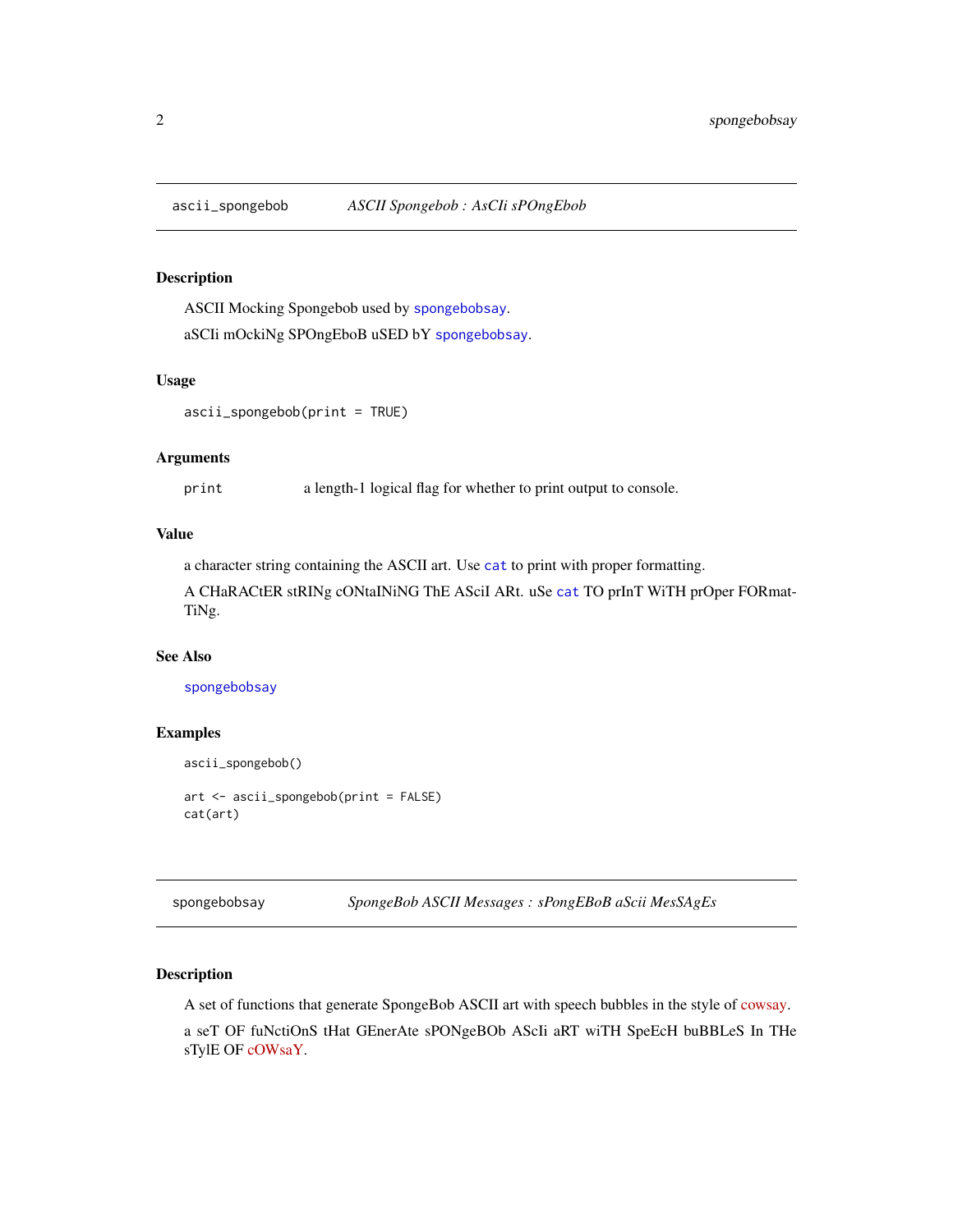## ascii_spongebob — *ASCII Spongebob : AsCIi sPOngEbob*

### Description

ASCII Mocking Spongebob used by spongebobsay.

aSCIi mOckiNg SPOngEboB uSED bY spongebobsay.

### Usage

```
ascii_spongebob(print = TRUE)
```

### Arguments

| | |
|---|---|
| print | a length-1 logical flag for whether to print output to console. |

### Value

a character string containing the ASCII art. Use cat to print with proper formatting.

A CHaRACtER stRINg cONtaINiNG ThE AsciI ARt. uSe cat TO prInT WiTH prOper FORmat-TiNg.

### See Also

spongebobsay

### Examples

```
ascii_spongebob()

art <- ascii_spongebob(print = FALSE)
cat(art)
```

## spongebobsay — *SpongeBob ASCII Messages : sPongEBoB aScii MesSAgEs*

### Description

A set of functions that generate SpongeBob ASCII art with speech bubbles in the style of cowsay.

a seT OF fuNctiOnS tHat GEnerAte sPONgeBOb AScIi aRT wiTH SpeEcH buBBLeS In THe sTylE OF cOWsaY.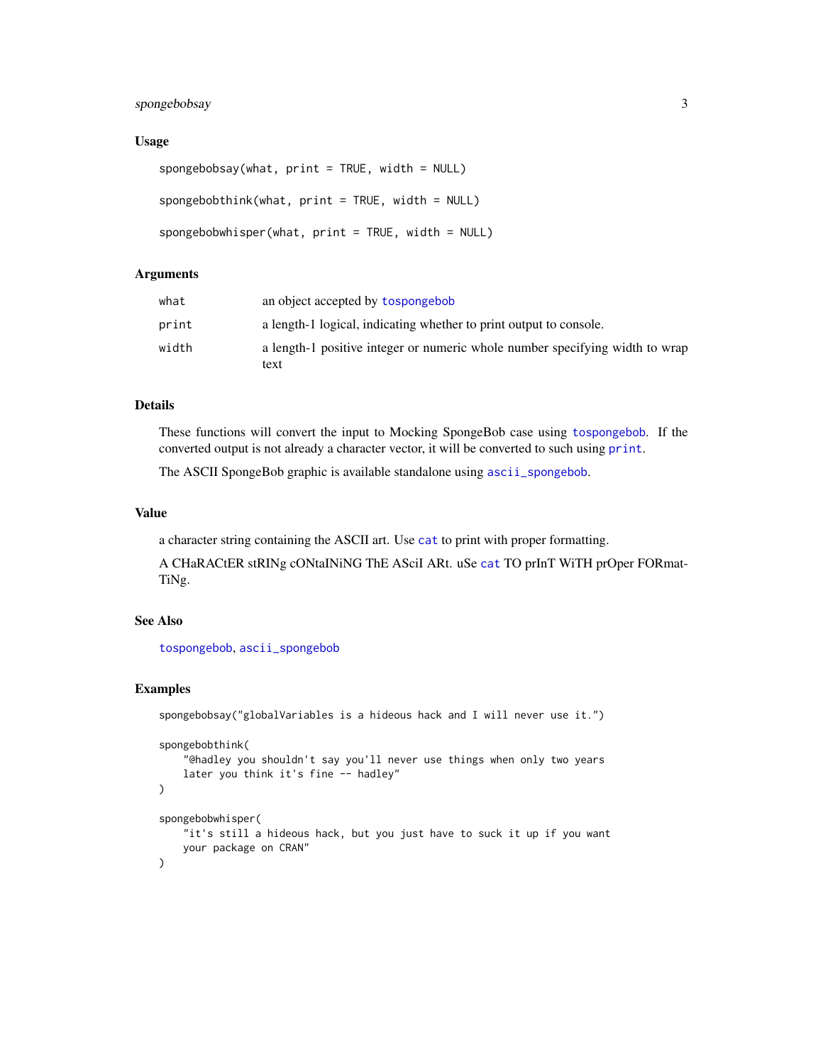## Usage

```
spongebobsay(what, print = TRUE, width = NULL)

spongebobthink(what, print = TRUE, width = NULL)

spongebobwhisper(what, print = TRUE, width = NULL)
```

## Arguments

| | |
|---|---|
| what | an object accepted by tospongebob |
| print | a length-1 logical, indicating whether to print output to console. |
| width | a length-1 positive integer or numeric whole number specifying width to wrap text |

## Details

These functions will convert the input to Mocking SpongeBob case using tospongebob. If the converted output is not already a character vector, it will be converted to such using print.

The ASCII SpongeBob graphic is available standalone using ascii_spongebob.

## Value

a character string containing the ASCII art. Use cat to print with proper formatting.

A CHaRACtER stRINg cONtaINiNG ThE ASciI ARt. uSe cat TO prInT WiTH prOper FORmatTiNg.

## See Also

tospongebob, ascii_spongebob

## Examples

```
spongebobsay("globalVariables is a hideous hack and I will never use it.")

spongebobthink(
    "@hadley you shouldn't say you'll never use things when only two years
    later you think it's fine -- hadley"
)

spongebobwhisper(
    "it's still a hideous hack, but you just have to suck it up if you want
    your package on CRAN"
)
```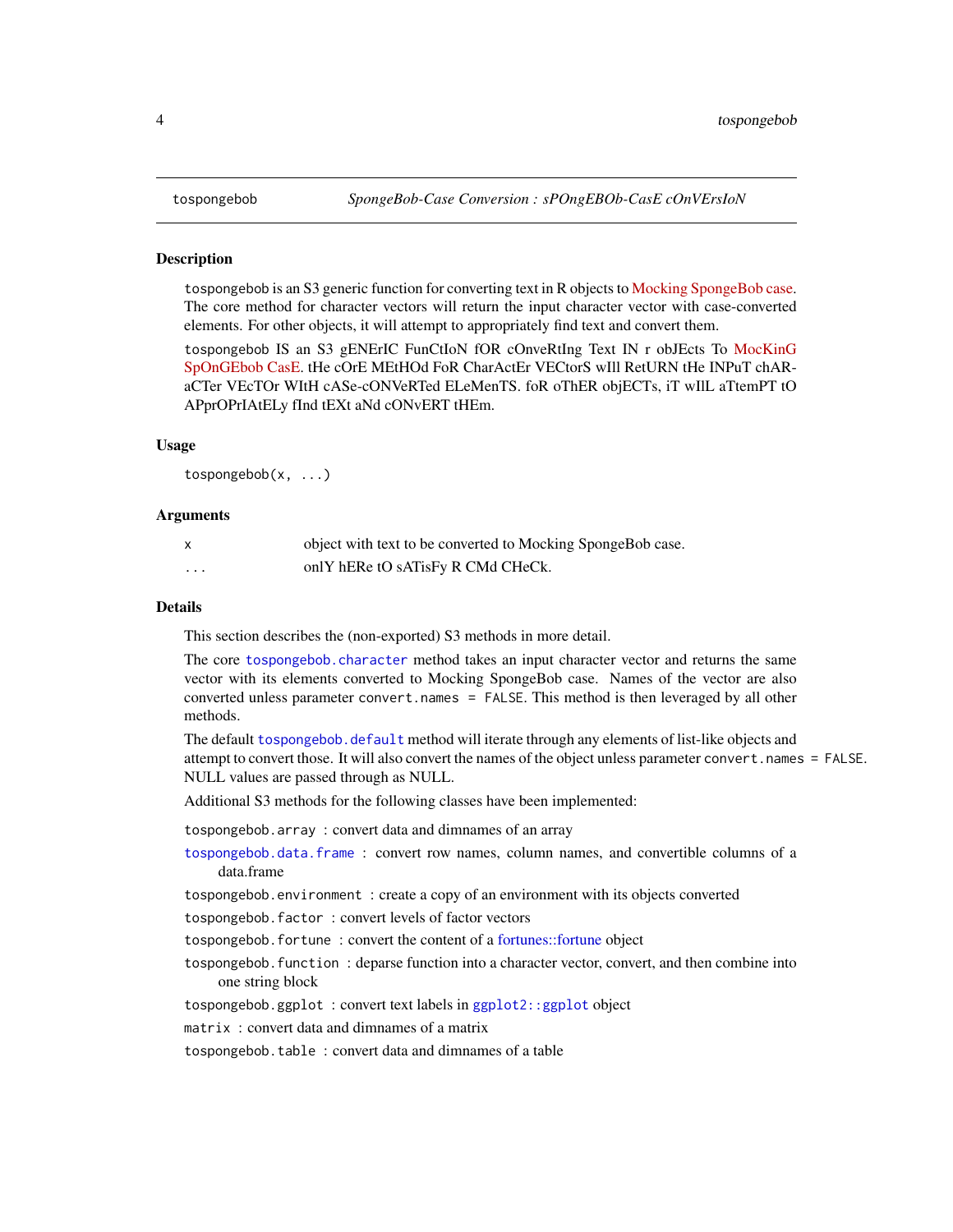tospongebob *SpongeBob-Case Conversion : sPOngEBOb-CasE cOnVErsIoN*

## Description

tospongebob is an S3 generic function for converting text in R objects to Mocking SpongeBob case. The core method for character vectors will return the input character vector with case-converted elements. For other objects, it will attempt to appropriately find text and convert them.

tospongebob IS an S3 gENErIC FunCtIoN fOR cOnveRtIng Text IN r obJEcts To MocKinG SpOnGEbob CasE. tHe cOrE MEtHOd FoR CharActEr VECtorS wIll RetURN tHe INPuT chAR-aCTer VEcTOr WItH cASe-cONVeRTed ELeMenTS. foR oThER objECTs, iT wIlL aTtemPT tO APprOPrIAtELy fInd tEXt aNd cONvERT tHEm.

## Usage

```
tospongebob(x, ...)
```

## Arguments

| | |
|---|---|
| x | object with text to be converted to Mocking SpongeBob case. |
| ... | onlY hERe tO sATisFy R CMd CHeCk. |

## Details

This section describes the (non-exported) S3 methods in more detail.

The core `tospongebob.character` method takes an input character vector and returns the same vector with its elements converted to Mocking SpongeBob case. Names of the vector are also converted unless parameter `convert.names = FALSE`. This method is then leveraged by all other methods.

The default `tospongebob.default` method will iterate through any elements of list-like objects and attempt to convert those. It will also convert the names of the object unless parameter `convert.names = FALSE`. NULL values are passed through as NULL.

Additional S3 methods for the following classes have been implemented:

- `tospongebob.array` : convert data and dimnames of an array
- `tospongebob.data.frame` : convert row names, column names, and convertible columns of a data.frame
- `tospongebob.environment` : create a copy of an environment with its objects converted
- `tospongebob.factor` : convert levels of factor vectors
- `tospongebob.fortune` : convert the content of a fortunes::fortune object
- `tospongebob.function` : deparse function into a character vector, convert, and then combine into one string block
- `tospongebob.ggplot` : convert text labels in `ggplot2::ggplot` object
- `matrix` : convert data and dimnames of a matrix
- `tospongebob.table` : convert data and dimnames of a table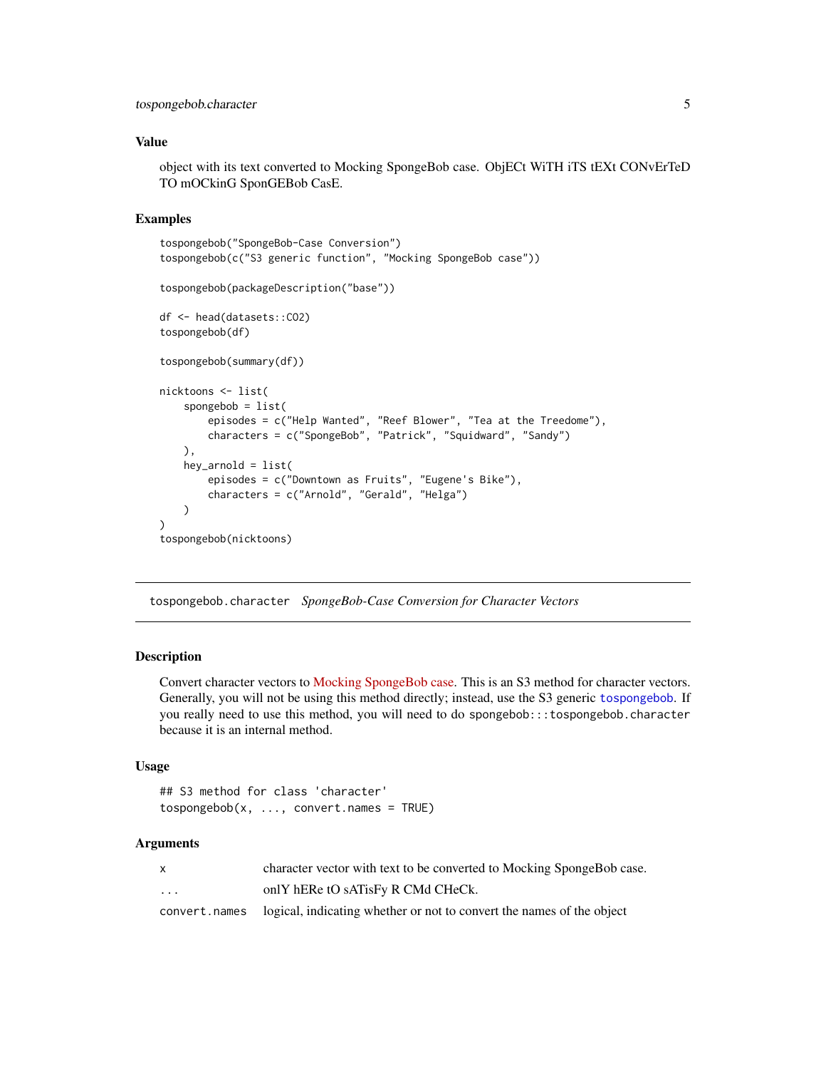### Value

object with its text converted to Mocking SpongeBob case. ObjECt WiTH iTS tEXt CONvErTeD TO mOCkinG SponGEBob CasE.

### Examples

```
tospongebob("SpongeBob-Case Conversion")
tospongebob(c("S3 generic function", "Mocking SpongeBob case"))

tospongebob(packageDescription("base"))

df <- head(datasets::CO2)
tospongebob(df)

tospongebob(summary(df))

nicktoons <- list(
    spongebob = list(
        episodes = c("Help Wanted", "Reef Blower", "Tea at the Treedome"),
        characters = c("SpongeBob", "Patrick", "Squidward", "Sandy")
    ),
    hey_arnold = list(
        episodes = c("Downtown as Fruits", "Eugene's Bike"),
        characters = c("Arnold", "Gerald", "Helga")
    )
)
tospongebob(nicktoons)
```

---

## tospongebob.character *SpongeBob-Case Conversion for Character Vectors*

### Description

Convert character vectors to Mocking SpongeBob case. This is an S3 method for character vectors. Generally, you will not be using this method directly; instead, use the S3 generic `tospongebob`. If you really need to use this method, you will need to do `spongebob:::tospongebob.character` because it is an internal method.

### Usage

```
## S3 method for class 'character'
tospongebob(x, ..., convert.names = TRUE)
```

### Arguments

| | |
|---|---|
| `x` | character vector with text to be converted to Mocking SpongeBob case. |
| `...` | onlY hERe tO sATisFy R CMd CHeCk. |
| `convert.names` | logical, indicating whether or not to convert the names of the object |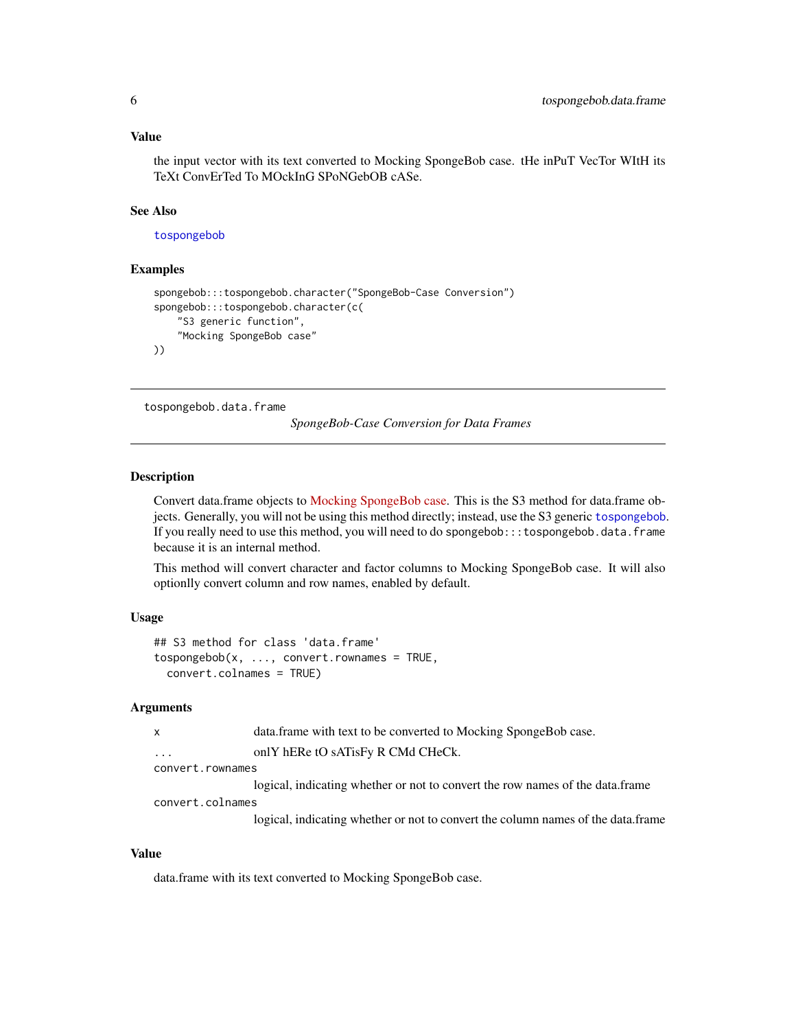### Value

the input vector with its text converted to Mocking SpongeBob case. tHe inPuT VecTor WItH its TeXt ConvErTed To MOckInG SPoNGebOB cASe.

### See Also

`tospongebob`

### Examples

```
spongebob:::tospongebob.character("SpongeBob-Case Conversion")
spongebob:::tospongebob.character(c(
    "S3 generic function",
    "Mocking SpongeBob case"
))
```

---

## tospongebob.data.frame

*SpongeBob-Case Conversion for Data Frames*

---

### Description

Convert data.frame objects to Mocking SpongeBob case. This is the S3 method for data.frame objects. Generally, you will not be using this method directly; instead, use the S3 generic `tospongebob`. If you really need to use this method, you will need to do `spongebob:::tospongebob.data.frame` because it is an internal method.

This method will convert character and factor columns to Mocking SpongeBob case. It will also optionlly convert column and row names, enabled by default.

### Usage

```
## S3 method for class 'data.frame'
tospongebob(x, ..., convert.rownames = TRUE,
  convert.colnames = TRUE)
```

### Arguments

| | |
|---|---|
| `x` | data.frame with text to be converted to Mocking SpongeBob case. |
| `...` | onlY hERe tO sATisFy R CMd CHeCk. |
| `convert.rownames` | logical, indicating whether or not to convert the row names of the data.frame |
| `convert.colnames` | logical, indicating whether or not to convert the column names of the data.frame |

### Value

data.frame with its text converted to Mocking SpongeBob case.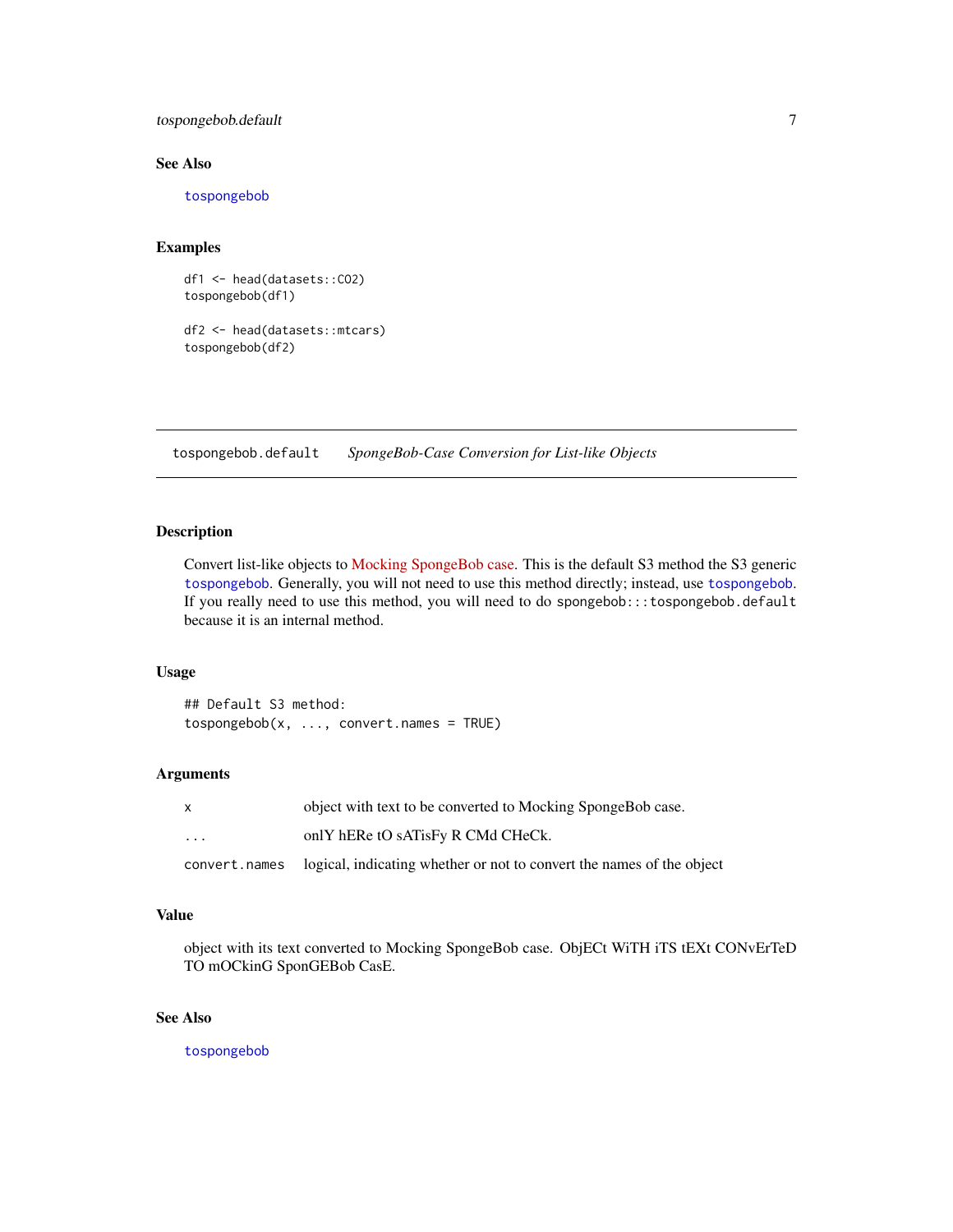### See Also

tospongebob

### Examples

```
df1 <- head(datasets::CO2)
tospongebob(df1)

df2 <- head(datasets::mtcars)
tospongebob(df2)
```

---

## tospongebob.default — *SpongeBob-Case Conversion for List-like Objects*

---

### Description

Convert list-like objects to Mocking SpongeBob case. This is the default S3 method the S3 generic `tospongebob`. Generally, you will not need to use this method directly; instead, use `tospongebob`. If you really need to use this method, you will need to do `spongebob:::tospongebob.default` because it is an internal method.

### Usage

```
## Default S3 method:
tospongebob(x, ..., convert.names = TRUE)
```

### Arguments

| | |
|---|---|
| `x` | object with text to be converted to Mocking SpongeBob case. |
| `...` | onlY hERe tO sATisFy R CMd CHeCk. |
| `convert.names` | logical, indicating whether or not to convert the names of the object |

### Value

object with its text converted to Mocking SpongeBob case. ObjECt WiTH iTS tEXt CONvErTeD TO mOCkinG SponGEBob CasE.

### See Also

tospongebob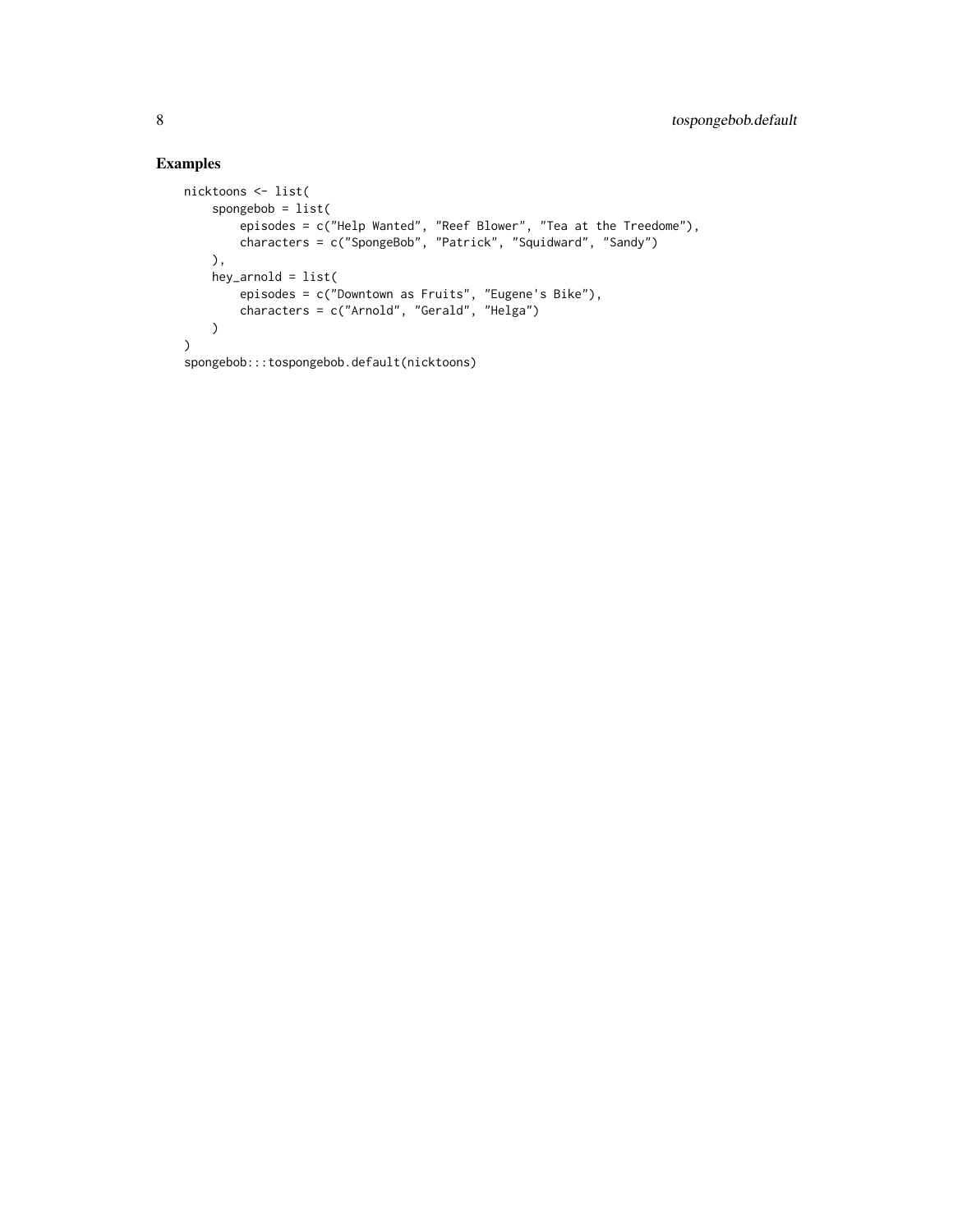## Examples

```
nicktoons <- list(
    spongebob = list(
        episodes = c("Help Wanted", "Reef Blower", "Tea at the Treedome"),
        characters = c("SpongeBob", "Patrick", "Squidward", "Sandy")
    ),
    hey_arnold = list(
        episodes = c("Downtown as Fruits", "Eugene's Bike"),
        characters = c("Arnold", "Gerald", "Helga")
    )
)
spongebob:::tospongebob.default(nicktoons)
```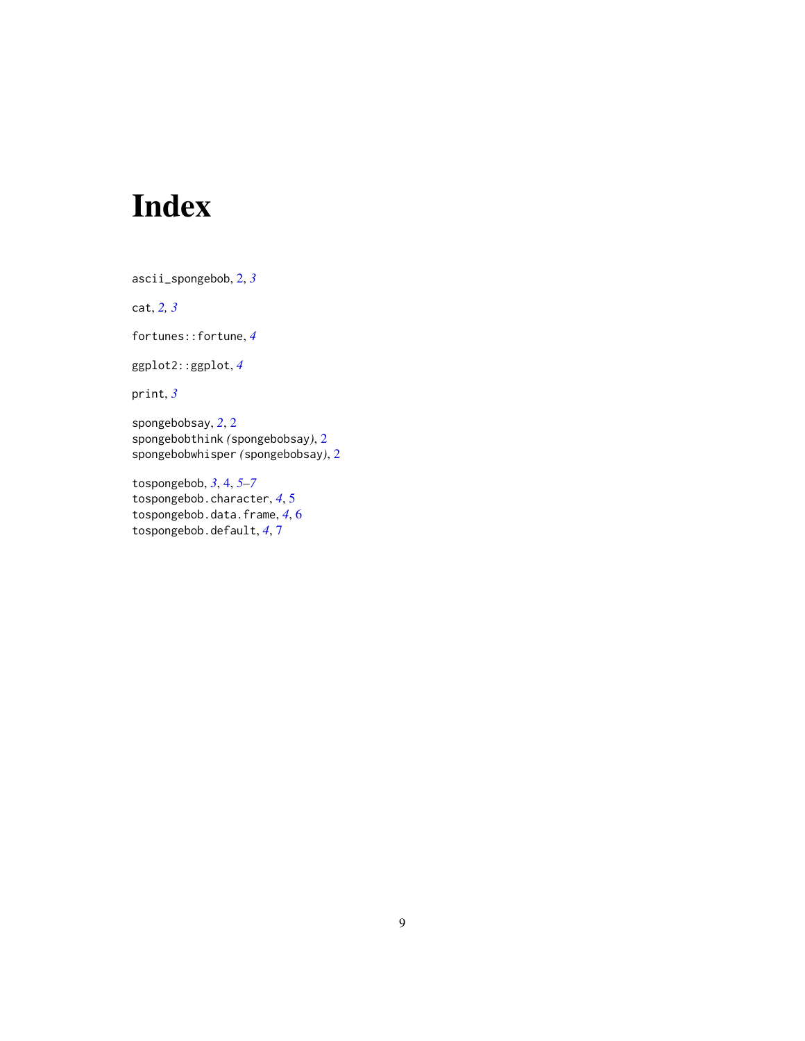# Index

ascii_spongebob, 2, *3*

cat, *2, 3*

fortunes::fortune, *4*

ggplot2::ggplot, *4*

print, *3*

spongebobsay, *2*, 2
spongebobthink *(*spongebobsay*)*, 2
spongebobwhisper *(*spongebobsay*)*, 2

tospongebob, *3*, 4, *5–7*
tospongebob.character, *4*, 5
tospongebob.data.frame, *4*, 6
tospongebob.default, *4*, 7